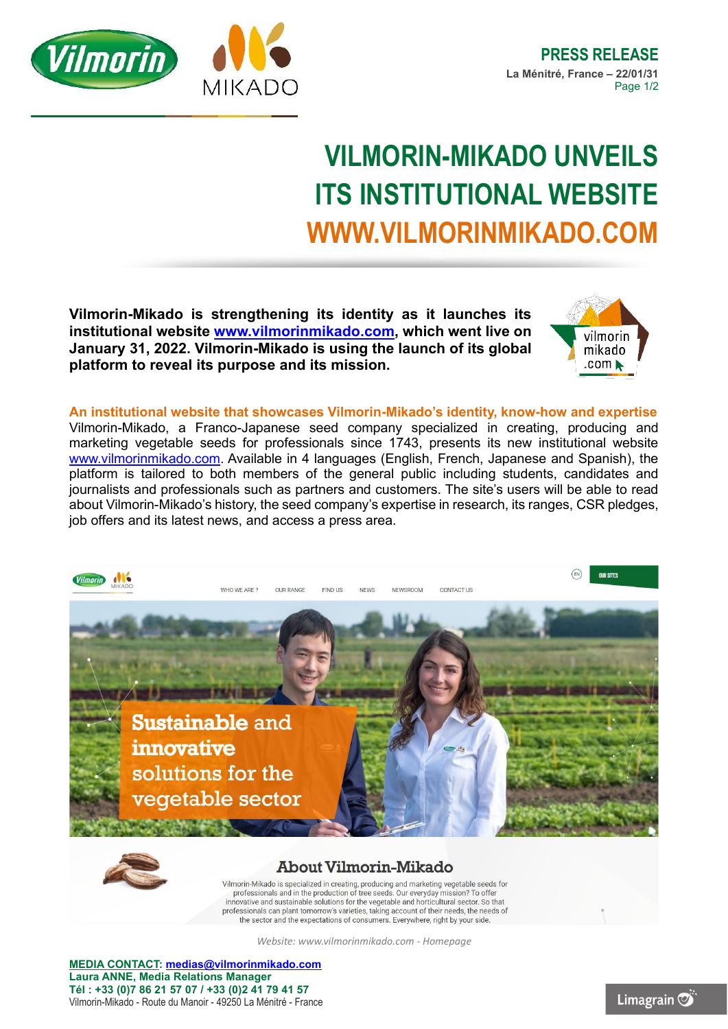**PRESS RELEASE**
**La Ménitré, France – 22/01/31**

# VILMORIN-MIKADO UNVEILS ITS INSTITUTIONAL WEBSITE WWW.VILMORINMIKADO.COM

**Vilmorin-Mikado is strengthening its identity as it launches its institutional website www.vilmorinmikado.com, which went live on January 31, 2022. Vilmorin-Mikado is using the launch of its global platform to reveal its purpose and its mission.**

## An institutional website that showcases Vilmorin-Mikado's identity, know-how and expertise

Vilmorin-Mikado, a Franco-Japanese seed company specialized in creating, producing and marketing vegetable seeds for professionals since 1743, presents its new institutional website www.vilmorinmikado.com. Available in 4 languages (English, French, Japanese and Spanish), the platform is tailored to both members of the general public including students, candidates and journalists and professionals such as partners and customers. The site's users will be able to read about Vilmorin-Mikado's history, the seed company's expertise in research, its ranges, CSR pledges, job offers and its latest news, and access a press area.

*Website: www.vilmorinmikado.com - Homepage*

**MEDIA CONTACT: medias@vilmorinmikado.com**
**Laura ANNE, Media Relations Manager**
**Tél : +33 (0)7 86 21 57 07 / +33 (0)2 41 79 41 57**
Vilmorin-Mikado - Route du Manoir - 49250 La Ménitré - France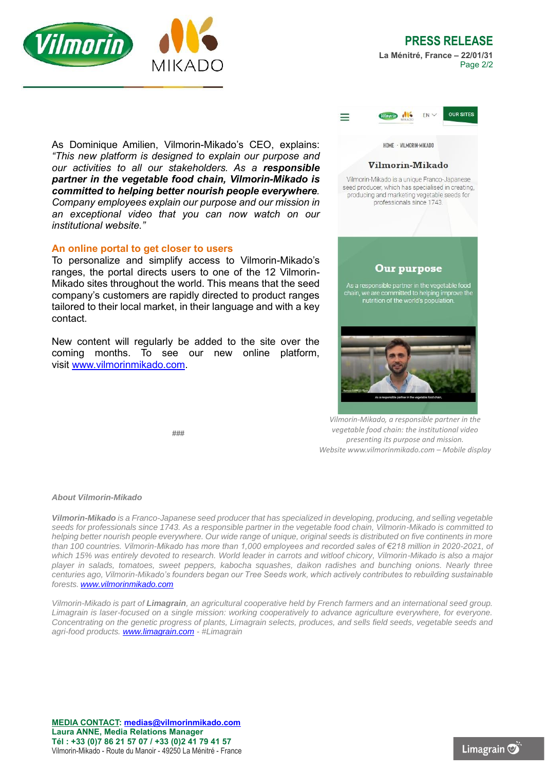As Dominique Amilien, Vilmorin-Mikado's CEO, explains: *"This new platform is designed to explain our purpose and our activities to all our stakeholders. As a **responsible partner in the vegetable food chain, Vilmorin-Mikado is committed to helping better nourish people everywhere**. Company employees explain our purpose and our mission in an exceptional video that you can now watch on our institutional website."*

## An online portal to get closer to users

To personalize and simplify access to Vilmorin-Mikado's ranges, the portal directs users to one of the 12 Vilmorin-Mikado sites throughout the world. This means that the seed company's customers are rapidly directed to product ranges tailored to their local market, in their language and with a key contact.

New content will regularly be added to the site over the coming months. To see our new online platform, visit www.vilmorinmikado.com.

*Vilmorin-Mikado, a responsible partner in the vegetable food chain: the institutional video presenting its purpose and mission. Website www.vilmorinmikado.com – Mobile display*

###

***About Vilmorin-Mikado***

***Vilmorin-Mikado** is a Franco-Japanese seed producer that has specialized in developing, producing, and selling vegetable seeds for professionals since 1743. As a responsible partner in the vegetable food chain, Vilmorin-Mikado is committed to helping better nourish people everywhere. Our wide range of unique, original seeds is distributed on five continents in more than 100 countries. Vilmorin-Mikado has more than 1,000 employees and recorded sales of €218 million in 2020-2021, of which 15% was entirely devoted to research. World leader in carrots and witloof chicory, Vilmorin-Mikado is also a major player in salads, tomatoes, sweet peppers, kabocha squashes, daikon radishes and bunching onions. Nearly three centuries ago, Vilmorin-Mikado's founders began our Tree Seeds work, which actively contributes to rebuilding sustainable forests. www.vilmorinmikado.com*

*Vilmorin-Mikado is part of **Limagrain**, an agricultural cooperative held by French farmers and an international seed group. Limagrain is laser-focused on a single mission: working cooperatively to advance agriculture everywhere, for everyone. Concentrating on the genetic progress of plants, Limagrain selects, produces, and sells field seeds, vegetable seeds and agri-food products. www.limagrain.com - #Limagrain*

**MEDIA CONTACT: medias@vilmorinmikado.com**
**Laura ANNE, Media Relations Manager**
**Tél : +33 (0)7 86 21 57 07 / +33 (0)2 41 79 41 57**
Vilmorin-Mikado - Route du Manoir - 49250 La Ménitré - France